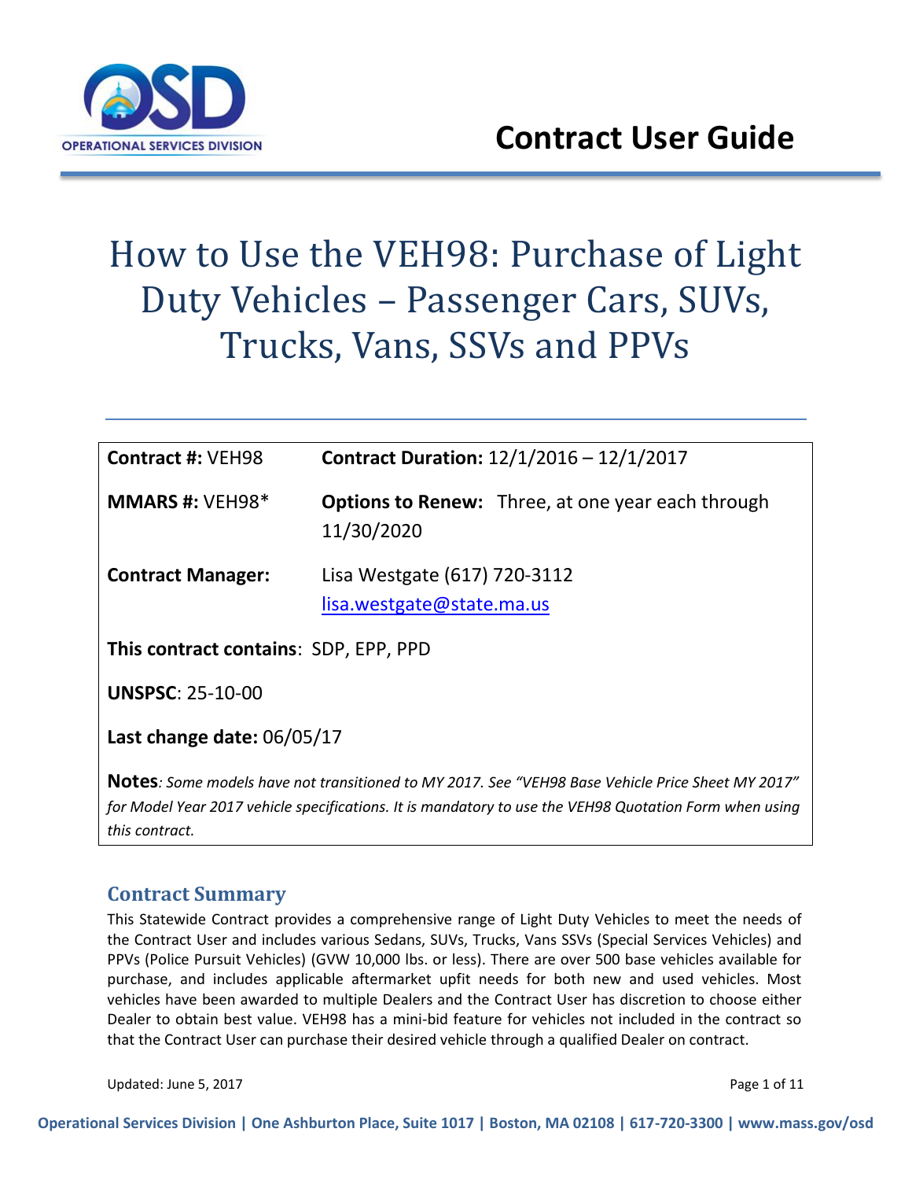# Contract User Guide

# How to Use the VEH98: Purchase of Light Duty Vehicles – Passenger Cars, SUVs, Trucks, Vans, SSVs and PPVs

**Contract #:** VEH98 **Contract Duration:** 12/1/2016 – 12/1/2017

**MMARS #:** VEH98* **Options to Renew:** Three, at one year each through 11/30/2020

**Contract Manager:** Lisa Westgate (617) 720-3112 lisa.westgate@state.ma.us

**This contract contains**: SDP, EPP, PPD

**UNSPSC**: 25-10-00

**Last change date:** 06/05/17

**Notes***: Some models have not transitioned to MY 2017. See "VEH98 Base Vehicle Price Sheet MY 2017" for Model Year 2017 vehicle specifications. It is mandatory to use the VEH98 Quotation Form when using this contract.*

## Contract Summary

This Statewide Contract provides a comprehensive range of Light Duty Vehicles to meet the needs of the Contract User and includes various Sedans, SUVs, Trucks, Vans SSVs (Special Services Vehicles) and PPVs (Police Pursuit Vehicles) (GVW 10,000 lbs. or less). There are over 500 base vehicles available for purchase, and includes applicable aftermarket upfit needs for both new and used vehicles. Most vehicles have been awarded to multiple Dealers and the Contract User has discretion to choose either Dealer to obtain best value. VEH98 has a mini-bid feature for vehicles not included in the contract so that the Contract User can purchase their desired vehicle through a qualified Dealer on contract.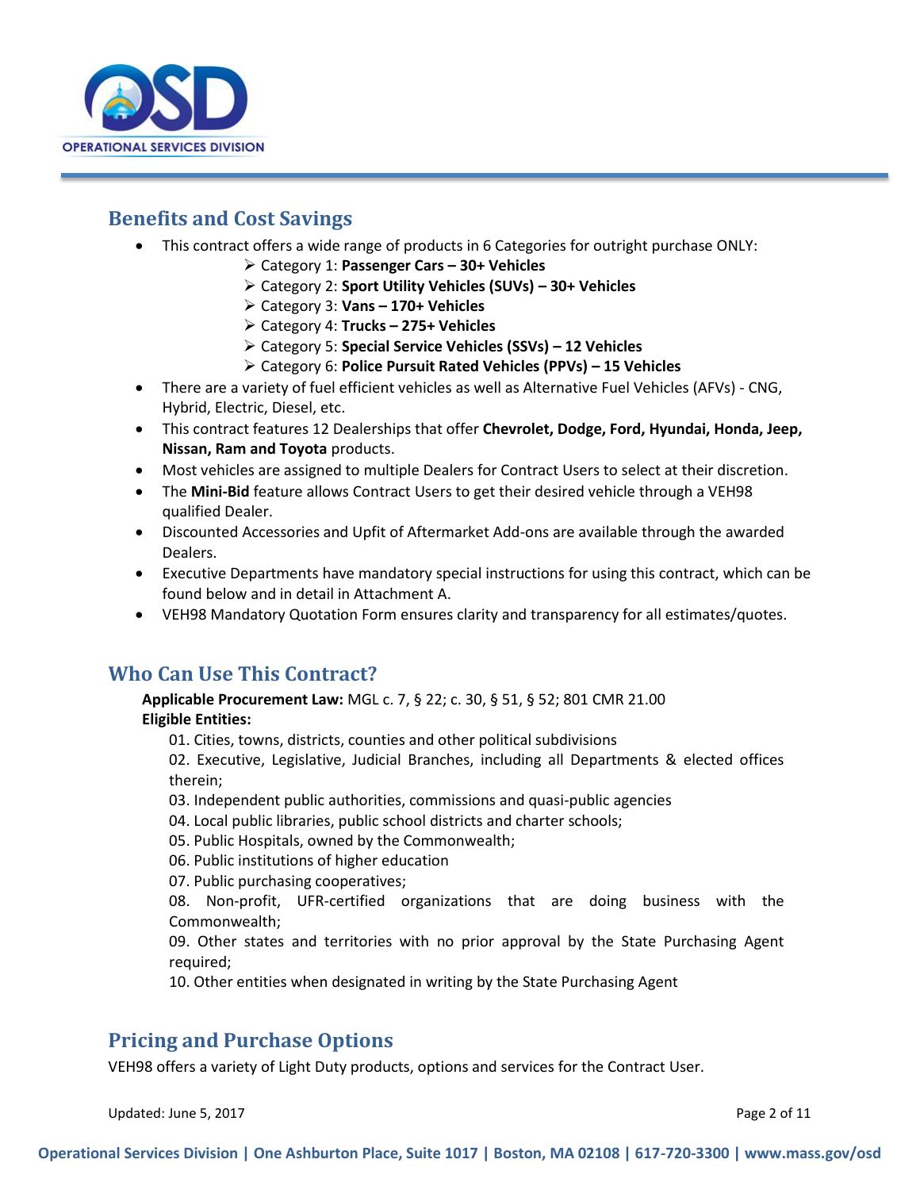## Benefits and Cost Savings

- This contract offers a wide range of products in 6 Categories for outright purchase ONLY:
  - Category 1: **Passenger Cars – 30+ Vehicles**
  - Category 2: **Sport Utility Vehicles (SUVs) – 30+ Vehicles**
  - Category 3: **Vans – 170+ Vehicles**
  - Category 4: **Trucks – 275+ Vehicles**
  - Category 5: **Special Service Vehicles (SSVs) – 12 Vehicles**
  - Category 6: **Police Pursuit Rated Vehicles (PPVs) – 15 Vehicles**
- There are a variety of fuel efficient vehicles as well as Alternative Fuel Vehicles (AFVs) - CNG, Hybrid, Electric, Diesel, etc.
- This contract features 12 Dealerships that offer **Chevrolet, Dodge, Ford, Hyundai, Honda, Jeep, Nissan, Ram and Toyota** products.
- Most vehicles are assigned to multiple Dealers for Contract Users to select at their discretion.
- The **Mini-Bid** feature allows Contract Users to get their desired vehicle through a VEH98 qualified Dealer.
- Discounted Accessories and Upfit of Aftermarket Add-ons are available through the awarded Dealers.
- Executive Departments have mandatory special instructions for using this contract, which can be found below and in detail in Attachment A.
- VEH98 Mandatory Quotation Form ensures clarity and transparency for all estimates/quotes.

## Who Can Use This Contract?

**Applicable Procurement Law:** MGL c. 7, § 22; c. 30, § 51, § 52; 801 CMR 21.00

**Eligible Entities:**

01. Cities, towns, districts, counties and other political subdivisions
02. Executive, Legislative, Judicial Branches, including all Departments & elected offices therein;
03. Independent public authorities, commissions and quasi-public agencies
04. Local public libraries, public school districts and charter schools;
05. Public Hospitals, owned by the Commonwealth;
06. Public institutions of higher education
07. Public purchasing cooperatives;
08. Non-profit, UFR-certified organizations that are doing business with the Commonwealth;
09. Other states and territories with no prior approval by the State Purchasing Agent required;
10. Other entities when designated in writing by the State Purchasing Agent

## Pricing and Purchase Options

VEH98 offers a variety of Light Duty products, options and services for the Contract User.

Updated: June 5, 2017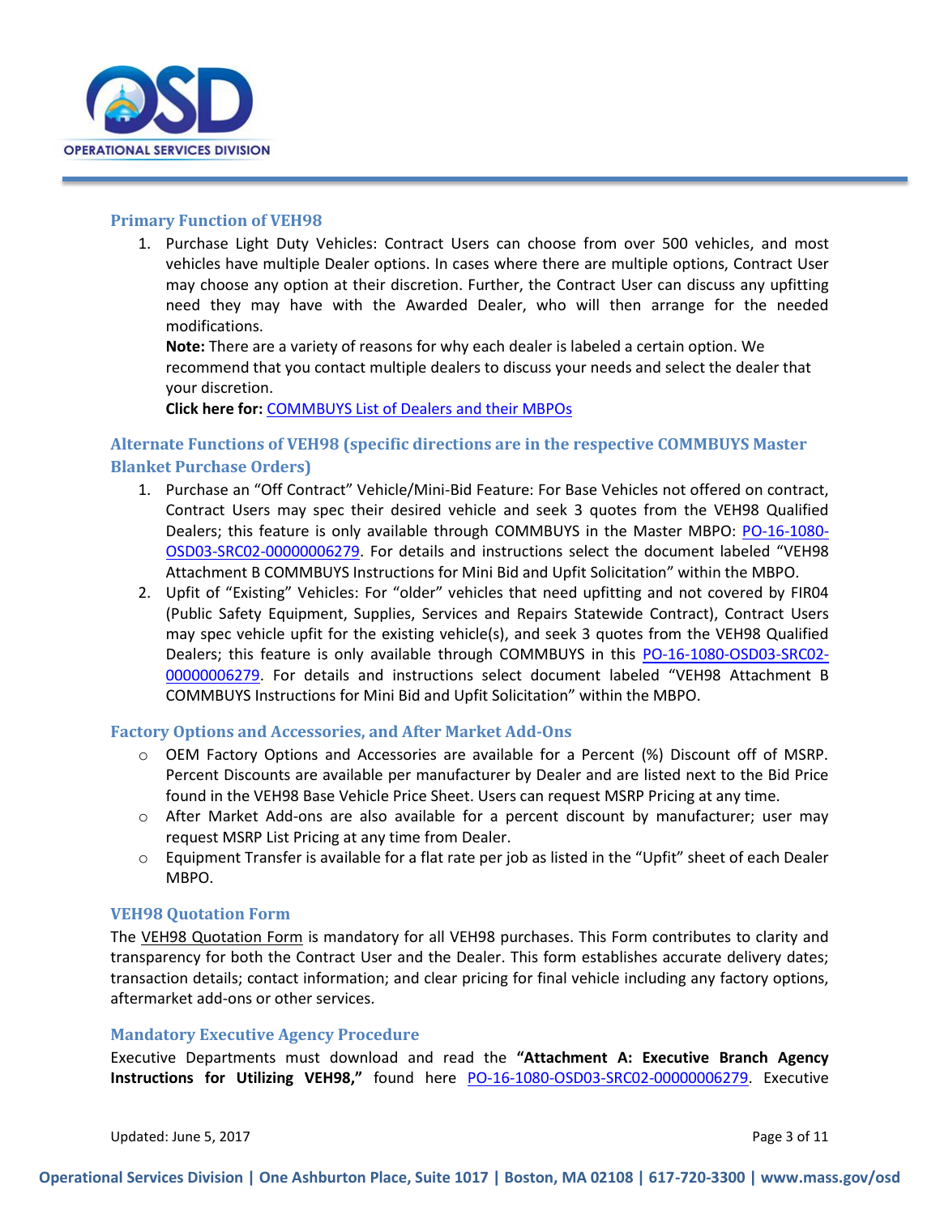### Primary Function of VEH98

1. Purchase Light Duty Vehicles: Contract Users can choose from over 500 vehicles, and most vehicles have multiple Dealer options. In cases where there are multiple options, Contract User may choose any option at their discretion. Further, the Contract User can discuss any upfitting need they may have with the Awarded Dealer, who will then arrange for the needed modifications.
   **Note:** There are a variety of reasons for why each dealer is labeled a certain option. We recommend that you contact multiple dealers to discuss your needs and select the dealer that your discretion.
   **Click here for:** COMMBUYS List of Dealers and their MBPOs

### Alternate Functions of VEH98 (specific directions are in the respective COMMBUYS Master Blanket Purchase Orders)

1. Purchase an "Off Contract" Vehicle/Mini-Bid Feature: For Base Vehicles not offered on contract, Contract Users may spec their desired vehicle and seek 3 quotes from the VEH98 Qualified Dealers; this feature is only available through COMMBUYS in the Master MBPO: PO-16-1080-OSD03-SRC02-00000006279. For details and instructions select the document labeled "VEH98 Attachment B COMMBUYS Instructions for Mini Bid and Upfit Solicitation" within the MBPO.
2. Upfit of "Existing" Vehicles: For "older" vehicles that need upfitting and not covered by FIR04 (Public Safety Equipment, Supplies, Services and Repairs Statewide Contract), Contract Users may spec vehicle upfit for the existing vehicle(s), and seek 3 quotes from the VEH98 Qualified Dealers; this feature is only available through COMMBUYS in this PO-16-1080-OSD03-SRC02-00000006279. For details and instructions select document labeled "VEH98 Attachment B COMMBUYS Instructions for Mini Bid and Upfit Solicitation" within the MBPO.

### Factory Options and Accessories, and After Market Add-Ons

- OEM Factory Options and Accessories are available for a Percent (%) Discount off of MSRP. Percent Discounts are available per manufacturer by Dealer and are listed next to the Bid Price found in the VEH98 Base Vehicle Price Sheet. Users can request MSRP Pricing at any time.
- After Market Add-ons are also available for a percent discount by manufacturer; user may request MSRP List Pricing at any time from Dealer.
- Equipment Transfer is available for a flat rate per job as listed in the "Upfit" sheet of each Dealer MBPO.

### VEH98 Quotation Form

The VEH98 Quotation Form is mandatory for all VEH98 purchases. This Form contributes to clarity and transparency for both the Contract User and the Dealer. This form establishes accurate delivery dates; transaction details; contact information; and clear pricing for final vehicle including any factory options, aftermarket add-ons or other services.

### Mandatory Executive Agency Procedure

Executive Departments must download and read the **"Attachment A: Executive Branch Agency Instructions for Utilizing VEH98,"** found here PO-16-1080-OSD03-SRC02-00000006279. Executive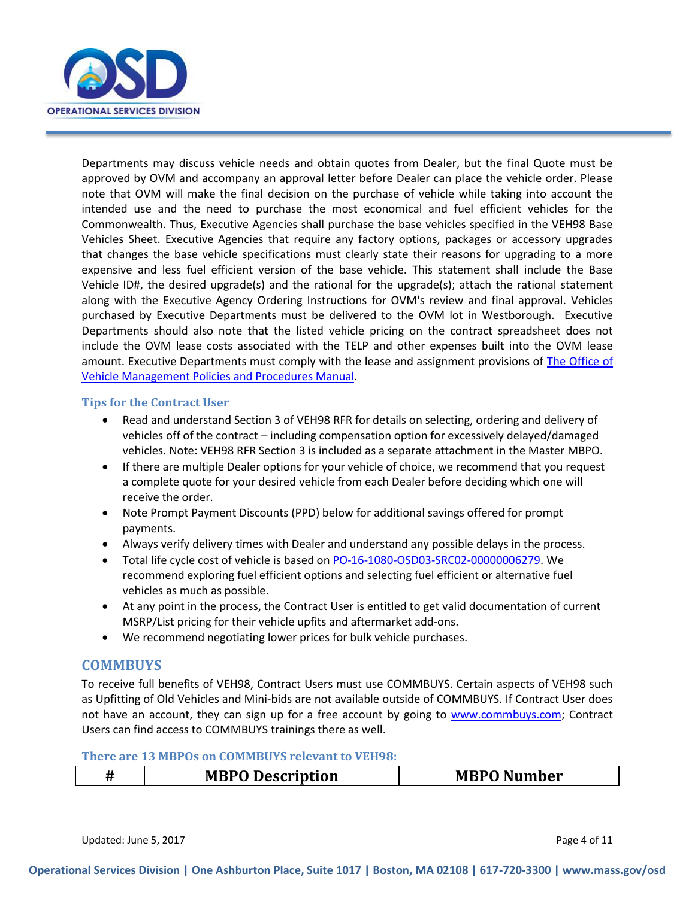Departments may discuss vehicle needs and obtain quotes from Dealer, but the final Quote must be approved by OVM and accompany an approval letter before Dealer can place the vehicle order. Please note that OVM will make the final decision on the purchase of vehicle while taking into account the intended use and the need to purchase the most economical and fuel efficient vehicles for the Commonwealth. Thus, Executive Agencies shall purchase the base vehicles specified in the VEH98 Base Vehicles Sheet. Executive Agencies that require any factory options, packages or accessory upgrades that changes the base vehicle specifications must clearly state their reasons for upgrading to a more expensive and less fuel efficient version of the base vehicle. This statement shall include the Base Vehicle ID#, the desired upgrade(s) and the rational for the upgrade(s); attach the rational statement along with the Executive Agency Ordering Instructions for OVM's review and final approval. Vehicles purchased by Executive Departments must be delivered to the OVM lot in Westborough. Executive Departments should also note that the listed vehicle pricing on the contract spreadsheet does not include the OVM lease costs associated with the TELP and other expenses built into the OVM lease amount. Executive Departments must comply with the lease and assignment provisions of [The Office of Vehicle Management Policies and Procedures Manual](#).

### Tips for the Contract User

- Read and understand Section 3 of VEH98 RFR for details on selecting, ordering and delivery of vehicles off of the contract – including compensation option for excessively delayed/damaged vehicles. Note: VEH98 RFR Section 3 is included as a separate attachment in the Master MBPO.
- If there are multiple Dealer options for your vehicle of choice, we recommend that you request a complete quote for your desired vehicle from each Dealer before deciding which one will receive the order.
- Note Prompt Payment Discounts (PPD) below for additional savings offered for prompt payments.
- Always verify delivery times with Dealer and understand any possible delays in the process.
- Total life cycle cost of vehicle is based on [PO-16-1080-OSD03-SRC02-00000006279](#). We recommend exploring fuel efficient options and selecting fuel efficient or alternative fuel vehicles as much as possible.
- At any point in the process, the Contract User is entitled to get valid documentation of current MSRP/List pricing for their vehicle upfits and aftermarket add-ons.
- We recommend negotiating lower prices for bulk vehicle purchases.

## COMMBUYS

To receive full benefits of VEH98, Contract Users must use COMMBUYS. Certain aspects of VEH98 such as Upfitting of Old Vehicles and Mini-bids are not available outside of COMMBUYS. If Contract User does not have an account, they can sign up for a free account by going to [www.commbuys.com](http://www.commbuys.com); Contract Users can find access to COMMBUYS trainings there as well.

### There are 13 MBPOs on COMMBUYS relevant to VEH98:

| # | MBPO Description | MBPO Number |
|---|---|---|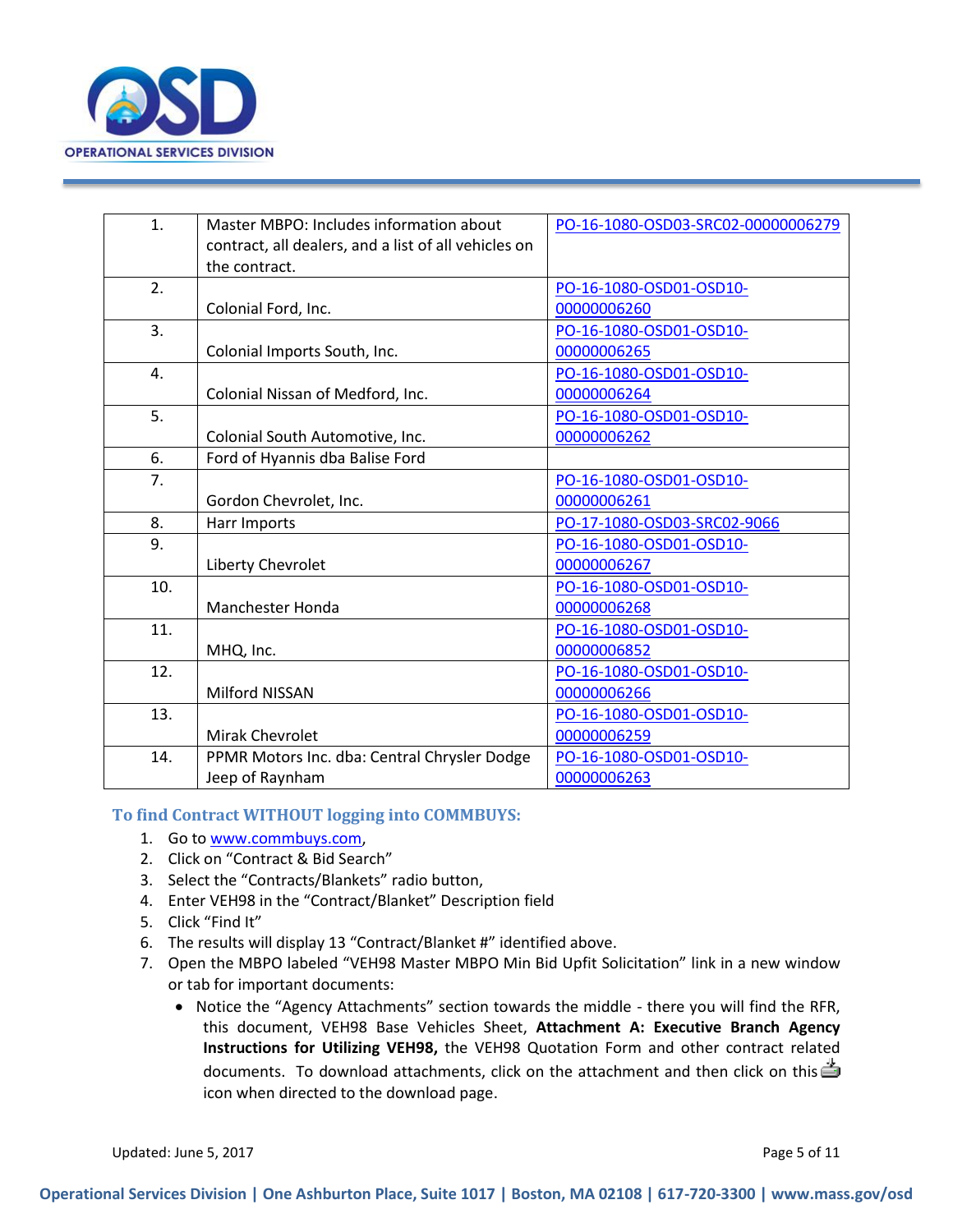| | | |
|---|---|---|
| 1. | Master MBPO: Includes information about contract, all dealers, and a list of all vehicles on the contract. | PO-16-1080-OSD03-SRC02-00000006279 |
| 2. | Colonial Ford, Inc. | PO-16-1080-OSD01-OSD10-00000006260 |
| 3. | Colonial Imports South, Inc. | PO-16-1080-OSD01-OSD10-00000006265 |
| 4. | Colonial Nissan of Medford, Inc. | PO-16-1080-OSD01-OSD10-00000006264 |
| 5. | Colonial South Automotive, Inc. | PO-16-1080-OSD01-OSD10-00000006262 |
| 6. | Ford of Hyannis dba Balise Ford | |
| 7. | Gordon Chevrolet, Inc. | PO-16-1080-OSD01-OSD10-00000006261 |
| 8. | Harr Imports | PO-17-1080-OSD03-SRC02-9066 |
| 9. | Liberty Chevrolet | PO-16-1080-OSD01-OSD10-00000006267 |
| 10. | Manchester Honda | PO-16-1080-OSD01-OSD10-00000006268 |
| 11. | MHQ, Inc. | PO-16-1080-OSD01-OSD10-00000006852 |
| 12. | Milford NISSAN | PO-16-1080-OSD01-OSD10-00000006266 |
| 13. | Mirak Chevrolet | PO-16-1080-OSD01-OSD10-00000006259 |
| 14. | PPMR Motors Inc. dba: Central Chrysler Dodge Jeep of Raynham | PO-16-1080-OSD01-OSD10-00000006263 |

### To find Contract WITHOUT logging into COMMBUYS:

1. Go to www.commbuys.com,
2. Click on "Contract & Bid Search"
3. Select the "Contracts/Blankets" radio button,
4. Enter VEH98 in the "Contract/Blanket" Description field
5. Click "Find It"
6. The results will display 13 "Contract/Blanket #" identified above.
7. Open the MBPO labeled "VEH98 Master MBPO Min Bid Upfit Solicitation" link in a new window or tab for important documents:
   - Notice the "Agency Attachments" section towards the middle - there you will find the RFR, this document, VEH98 Base Vehicles Sheet, **Attachment A: Executive Branch Agency Instructions for Utilizing VEH98,** the VEH98 Quotation Form and other contract related documents. To download attachments, click on the attachment and then click on this icon when directed to the download page.

Updated: June 5, 2017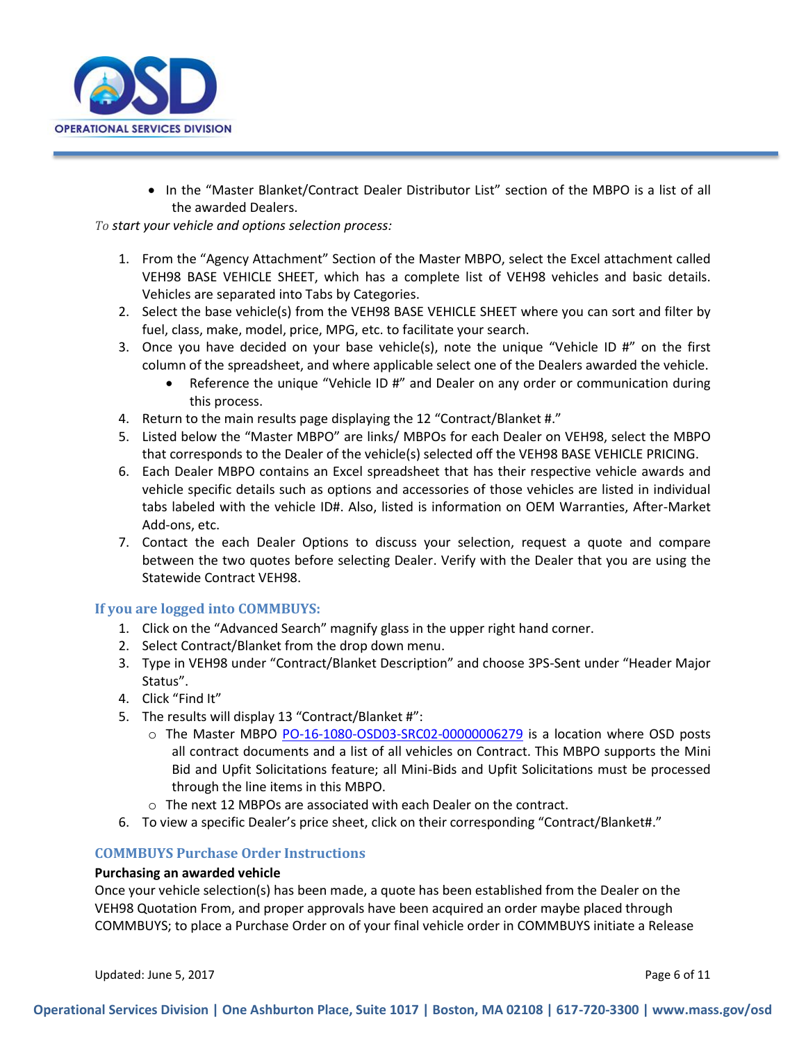- In the "Master Blanket/Contract Dealer Distributor List" section of the MBPO is a list of all the awarded Dealers.

*To start your vehicle and options selection process:*

1. From the "Agency Attachment" Section of the Master MBPO, select the Excel attachment called VEH98 BASE VEHICLE SHEET, which has a complete list of VEH98 vehicles and basic details. Vehicles are separated into Tabs by Categories.
2. Select the base vehicle(s) from the VEH98 BASE VEHICLE SHEET where you can sort and filter by fuel, class, make, model, price, MPG, etc. to facilitate your search.
3. Once you have decided on your base vehicle(s), note the unique "Vehicle ID #" on the first column of the spreadsheet, and where applicable select one of the Dealers awarded the vehicle.
   - Reference the unique "Vehicle ID #" and Dealer on any order or communication during this process.
4. Return to the main results page displaying the 12 "Contract/Blanket #."
5. Listed below the "Master MBPO" are links/ MBPOs for each Dealer on VEH98, select the MBPO that corresponds to the Dealer of the vehicle(s) selected off the VEH98 BASE VEHICLE PRICING.
6. Each Dealer MBPO contains an Excel spreadsheet that has their respective vehicle awards and vehicle specific details such as options and accessories of those vehicles are listed in individual tabs labeled with the vehicle ID#. Also, listed is information on OEM Warranties, After-Market Add-ons, etc.
7. Contact the each Dealer Options to discuss your selection, request a quote and compare between the two quotes before selecting Dealer. Verify with the Dealer that you are using the Statewide Contract VEH98.

## If you are logged into COMMBUYS:

1. Click on the "Advanced Search" magnify glass in the upper right hand corner.
2. Select Contract/Blanket from the drop down menu.
3. Type in VEH98 under "Contract/Blanket Description" and choose 3PS-Sent under "Header Major Status".
4. Click "Find It"
5. The results will display 13 "Contract/Blanket #":
   - The Master MBPO PO-16-1080-OSD03-SRC02-00000006279 is a location where OSD posts all contract documents and a list of all vehicles on Contract. This MBPO supports the Mini Bid and Upfit Solicitations feature; all Mini-Bids and Upfit Solicitations must be processed through the line items in this MBPO.
   - The next 12 MBPOs are associated with each Dealer on the contract.
6. To view a specific Dealer's price sheet, click on their corresponding "Contract/Blanket#."

## COMMBUYS Purchase Order Instructions

**Purchasing an awarded vehicle**

Once your vehicle selection(s) has been made, a quote has been established from the Dealer on the VEH98 Quotation From, and proper approvals have been acquired an order maybe placed through COMMBUYS; to place a Purchase Order on of your final vehicle order in COMMBUYS initiate a Release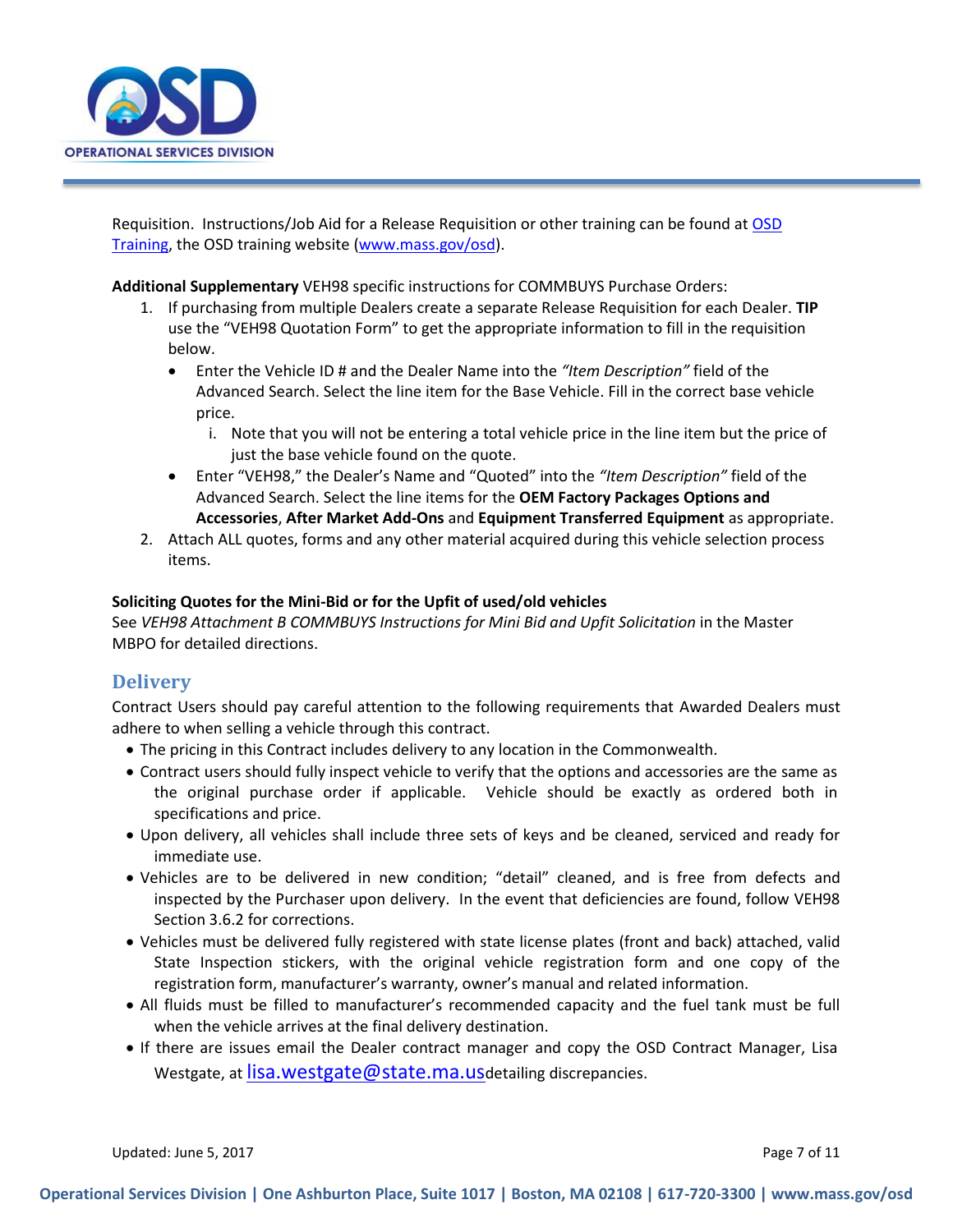Requisition. Instructions/Job Aid for a Release Requisition or other training can be found at [OSD Training](#), the OSD training website ([www.mass.gov/osd](http://www.mass.gov/osd)).

**Additional Supplementary** VEH98 specific instructions for COMMBUYS Purchase Orders:

1. If purchasing from multiple Dealers create a separate Release Requisition for each Dealer. **TIP** use the "VEH98 Quotation Form" to get the appropriate information to fill in the requisition below.
   - Enter the Vehicle ID # and the Dealer Name into the *"Item Description"* field of the Advanced Search. Select the line item for the Base Vehicle. Fill in the correct base vehicle price.
     i. Note that you will not be entering a total vehicle price in the line item but the price of just the base vehicle found on the quote.
   - Enter "VEH98," the Dealer's Name and "Quoted" into the *"Item Description"* field of the Advanced Search. Select the line items for the **OEM Factory Packages Options and Accessories**, **After Market Add-Ons** and **Equipment Transferred Equipment** as appropriate.
2. Attach ALL quotes, forms and any other material acquired during this vehicle selection process items.

**Soliciting Quotes for the Mini-Bid or for the Upfit of used/old vehicles**
See *VEH98 Attachment B COMMBUYS Instructions for Mini Bid and Upfit Solicitation* in the Master MBPO for detailed directions.

## Delivery

Contract Users should pay careful attention to the following requirements that Awarded Dealers must adhere to when selling a vehicle through this contract.

- The pricing in this Contract includes delivery to any location in the Commonwealth.
- Contract users should fully inspect vehicle to verify that the options and accessories are the same as the original purchase order if applicable. Vehicle should be exactly as ordered both in specifications and price.
- Upon delivery, all vehicles shall include three sets of keys and be cleaned, serviced and ready for immediate use.
- Vehicles are to be delivered in new condition; "detail" cleaned, and is free from defects and inspected by the Purchaser upon delivery. In the event that deficiencies are found, follow VEH98 Section 3.6.2 for corrections.
- Vehicles must be delivered fully registered with state license plates (front and back) attached, valid State Inspection stickers, with the original vehicle registration form and one copy of the registration form, manufacturer's warranty, owner's manual and related information.
- All fluids must be filled to manufacturer's recommended capacity and the fuel tank must be full when the vehicle arrives at the final delivery destination.
- If there are issues email the Dealer contract manager and copy the OSD Contract Manager, Lisa Westgate, at [lisa.westgate@state.ma.us](mailto:lisa.westgate@state.ma.us)detailing discrepancies.

Updated: June 5, 2017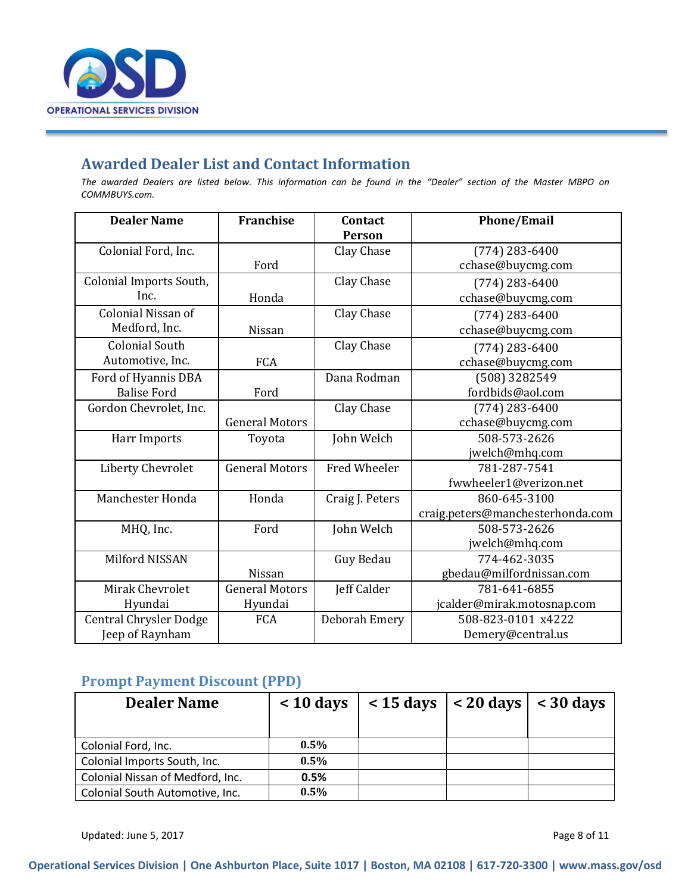## Awarded Dealer List and Contact Information

*The awarded Dealers are listed below. This information can be found in the "Dealer" section of the Master MBPO on COMMBUYS.com.*

| Dealer Name | Franchise | Contact Person | Phone/Email |
|---|---|---|---|
| Colonial Ford, Inc. | Ford | Clay Chase | (774) 283-6400 cchase@buycmg.com |
| Colonial Imports South, Inc. | Honda | Clay Chase | (774) 283-6400 cchase@buycmg.com |
| Colonial Nissan of Medford, Inc. | Nissan | Clay Chase | (774) 283-6400 cchase@buycmg.com |
| Colonial South Automotive, Inc. | FCA | Clay Chase | (774) 283-6400 cchase@buycmg.com |
| Ford of Hyannis DBA Balise Ford | Ford | Dana Rodman | (508) 3282549 fordbids@aol.com |
| Gordon Chevrolet, Inc. | General Motors | Clay Chase | (774) 283-6400 cchase@buycmg.com |
| Harr Imports | Toyota | John Welch | 508-573-2626 jwelch@mhq.com |
| Liberty Chevrolet | General Motors | Fred Wheeler | 781-287-7541 fwwheeler1@verizon.net |
| Manchester Honda | Honda | Craig J. Peters | 860-645-3100 craig.peters@manchesterhonda.com |
| MHQ, Inc. | Ford | John Welch | 508-573-2626 jwelch@mhq.com |
| Milford NISSAN | Nissan | Guy Bedau | 774-462-3035 gbedau@milfordnissan.com |
| Mirak Chevrolet Hyundai | General Motors Hyundai | Jeff Calder | 781-641-6855 jcalder@mirak.motosnap.com |
| Central Chrysler Dodge Jeep of Raynham | FCA | Deborah Emery | 508-823-0101 x4222 Demery@central.us |

## Prompt Payment Discount (PPD)

| Dealer Name | < 10 days | < 15 days | < 20 days | < 30 days |
|---|---|---|---|---|
| Colonial Ford, Inc. | 0.5% | | | |
| Colonial Imports South, Inc. | 0.5% | | | |
| Colonial Nissan of Medford, Inc. | 0.5% | | | |
| Colonial South Automotive, Inc. | 0.5% | | | |

Updated: June 5, 2017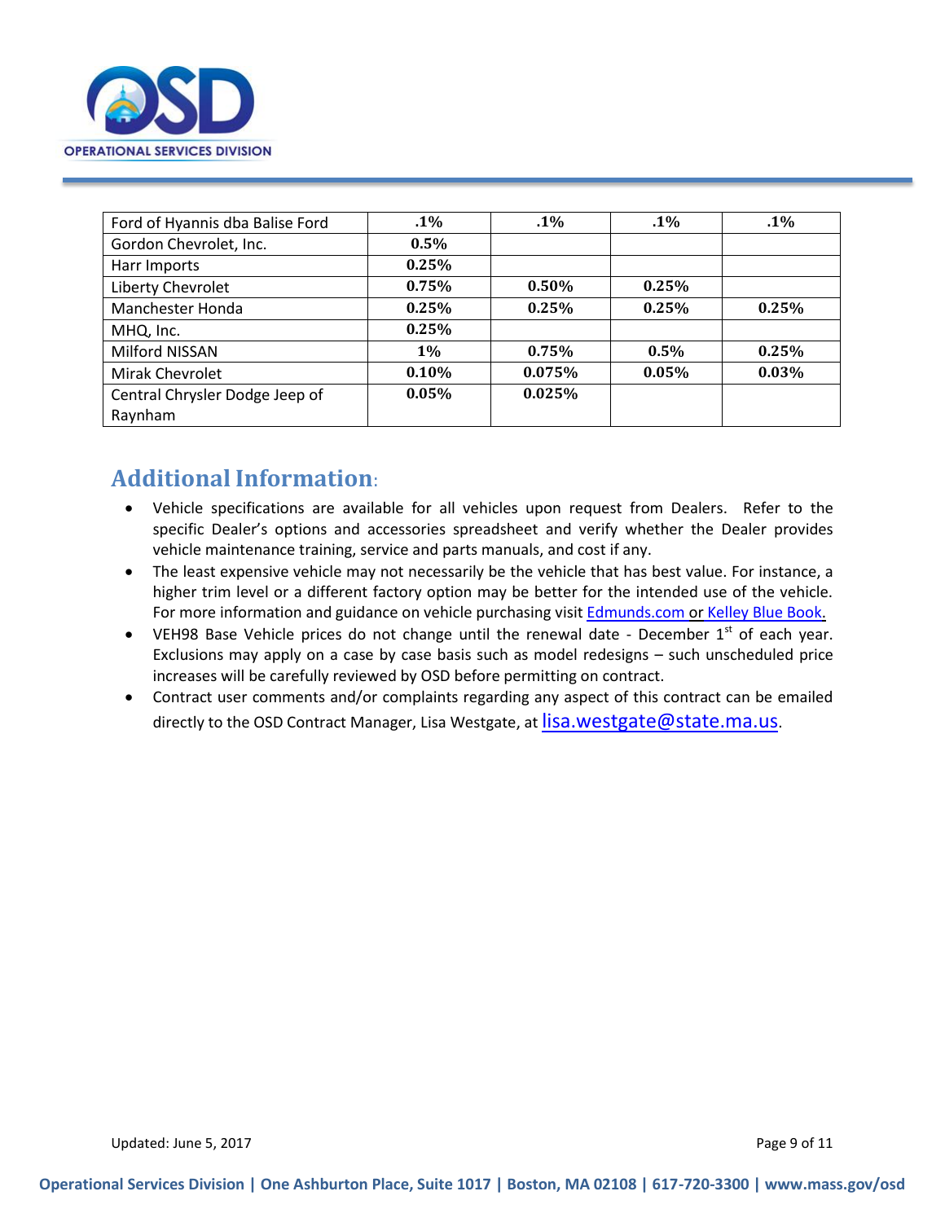| | | | | |
|---|---|---|---|---|
| Ford of Hyannis dba Balise Ford | .1% | .1% | .1% | .1% |
| Gordon Chevrolet, Inc. | 0.5% | | | |
| Harr Imports | 0.25% | | | |
| Liberty Chevrolet | 0.75% | 0.50% | 0.25% | |
| Manchester Honda | 0.25% | 0.25% | 0.25% | 0.25% |
| MHQ, Inc. | 0.25% | | | |
| Milford NISSAN | 1% | 0.75% | 0.5% | 0.25% |
| Mirak Chevrolet | 0.10% | 0.075% | 0.05% | 0.03% |
| Central Chrysler Dodge Jeep of Raynham | 0.05% | 0.025% | | |

## Additional Information:

- Vehicle specifications are available for all vehicles upon request from Dealers. Refer to the specific Dealer's options and accessories spreadsheet and verify whether the Dealer provides vehicle maintenance training, service and parts manuals, and cost if any.
- The least expensive vehicle may not necessarily be the vehicle that has best value. For instance, a higher trim level or a different factory option may be better for the intended use of the vehicle. For more information and guidance on vehicle purchasing visit Edmunds.com or Kelley Blue Book.
- VEH98 Base Vehicle prices do not change until the renewal date - December 1st of each year. Exclusions may apply on a case by case basis such as model redesigns – such unscheduled price increases will be carefully reviewed by OSD before permitting on contract.
- Contract user comments and/or complaints regarding any aspect of this contract can be emailed directly to the OSD Contract Manager, Lisa Westgate, at lisa.westgate@state.ma.us.

Updated: June 5, 2017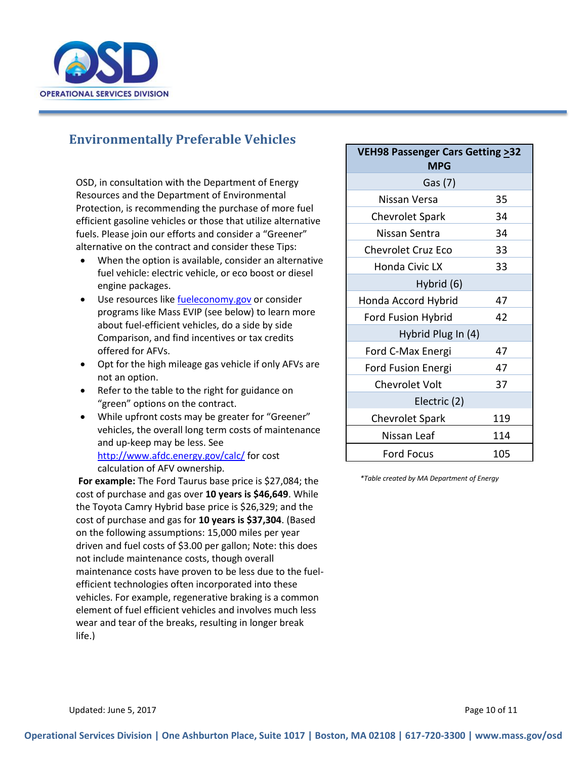## Environmentally Preferable Vehicles

OSD, in consultation with the Department of Energy Resources and the Department of Environmental Protection, is recommending the purchase of more fuel efficient gasoline vehicles or those that utilize alternative fuels. Please join our efforts and consider a "Greener" alternative on the contract and consider these Tips:

- When the option is available, consider an alternative fuel vehicle: electric vehicle, or eco boost or diesel engine packages.
- Use resources like [fueleconomy.gov](fueleconomy.gov) or consider programs like Mass EVIP (see below) to learn more about fuel-efficient vehicles, do a side by side Comparison, and find incentives or tax credits offered for AFVs.
- Opt for the high mileage gas vehicle if only AFVs are not an option.
- Refer to the table to the right for guidance on "green" options on the contract.
- While upfront costs may be greater for "Greener" vehicles, the overall long term costs of maintenance and up-keep may be less. See [http://www.afdc.energy.gov/calc/](http://www.afdc.energy.gov/calc/) for cost calculation of AFV ownership.

**For example:** The Ford Taurus base price is $27,084; the cost of purchase and gas over **10 years is $46,649**. While the Toyota Camry Hybrid base price is $26,329; and the cost of purchase and gas for **10 years is $37,304**. (Based on the following assumptions: 15,000 miles per year driven and fuel costs of $3.00 per gallon; Note: this does not include maintenance costs, though overall maintenance costs have proven to be less due to the fuel-efficient technologies often incorporated into these vehicles. For example, regenerative braking is a common element of fuel efficient vehicles and involves much less wear and tear of the breaks, resulting in longer break life.)

| VEH98 Passenger Cars Getting ≥32 MPG | |
|---|---|
| **Gas (7)** | |
| Nissan Versa | 35 |
| Chevrolet Spark | 34 |
| Nissan Sentra | 34 |
| Chevrolet Cruz Eco | 33 |
| Honda Civic LX | 33 |
| **Hybrid (6)** | |
| Honda Accord Hybrid | 47 |
| Ford Fusion Hybrid | 42 |
| **Hybrid Plug In (4)** | |
| Ford C-Max Energi | 47 |
| Ford Fusion Energi | 47 |
| Chevrolet Volt | 37 |
| **Electric (2)** | |
| Chevrolet Spark | 119 |
| Nissan Leaf | 114 |
| Ford Focus | 105 |

*\*Table created by MA Department of Energy*

Updated: June 5, 2017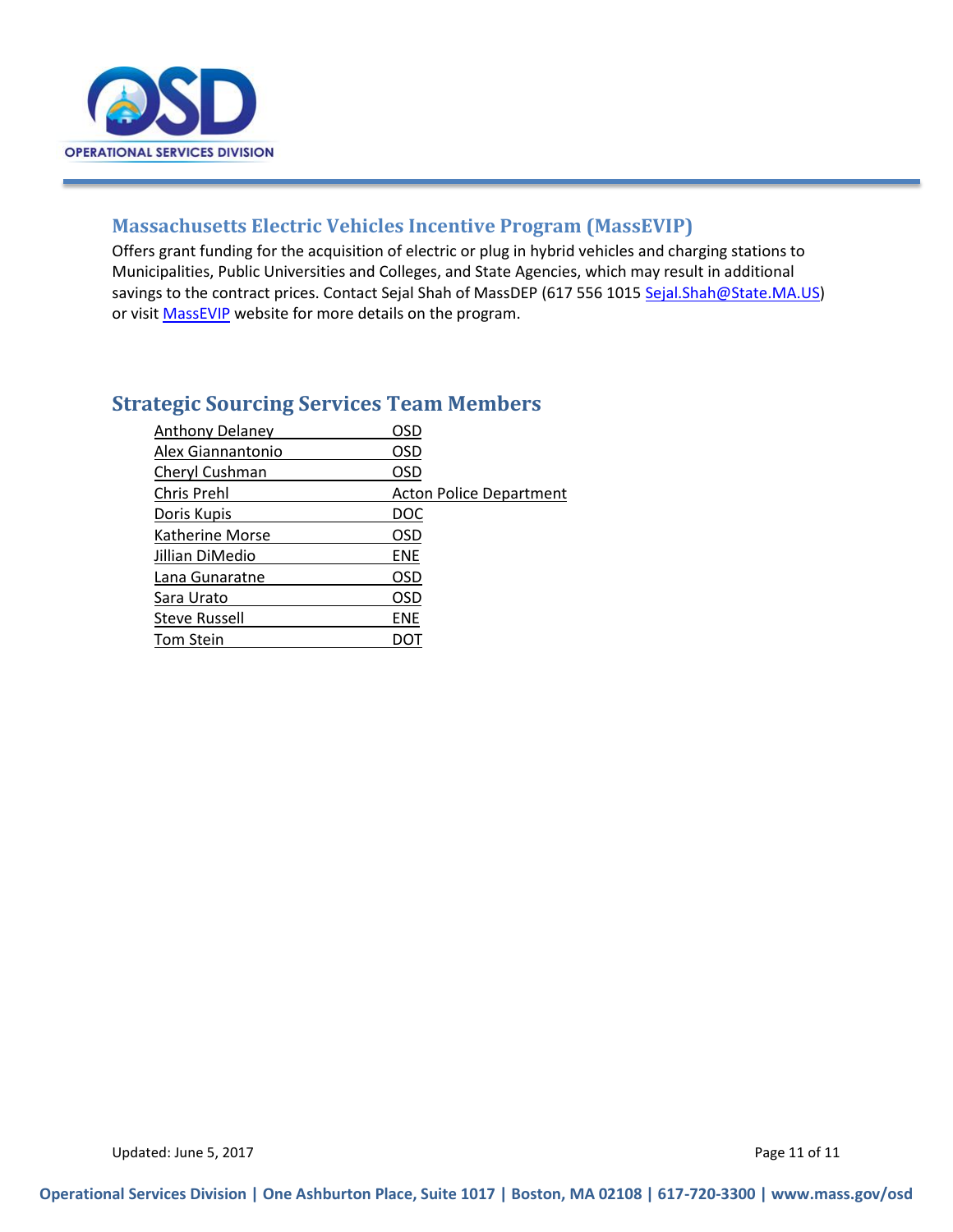## Massachusetts Electric Vehicles Incentive Program (MassEVIP)

Offers grant funding for the acquisition of electric or plug in hybrid vehicles and charging stations to Municipalities, Public Universities and Colleges, and State Agencies, which may result in additional savings to the contract prices. Contact Sejal Shah of MassDEP (617 556 1015 Sejal.Shah@State.MA.US) or visit MassEVIP website for more details on the program.

## Strategic Sourcing Services Team Members

| | |
|---|---|
| Anthony Delaney | OSD |
| Alex Giannantonio | OSD |
| Cheryl Cushman | OSD |
| Chris Prehl | Acton Police Department |
| Doris Kupis | DOC |
| Katherine Morse | OSD |
| Jillian DiMedio | ENE |
| Lana Gunaratne | OSD |
| Sara Urato | OSD |
| Steve Russell | ENE |
| Tom Stein | DOT |

Updated: June 5, 2017